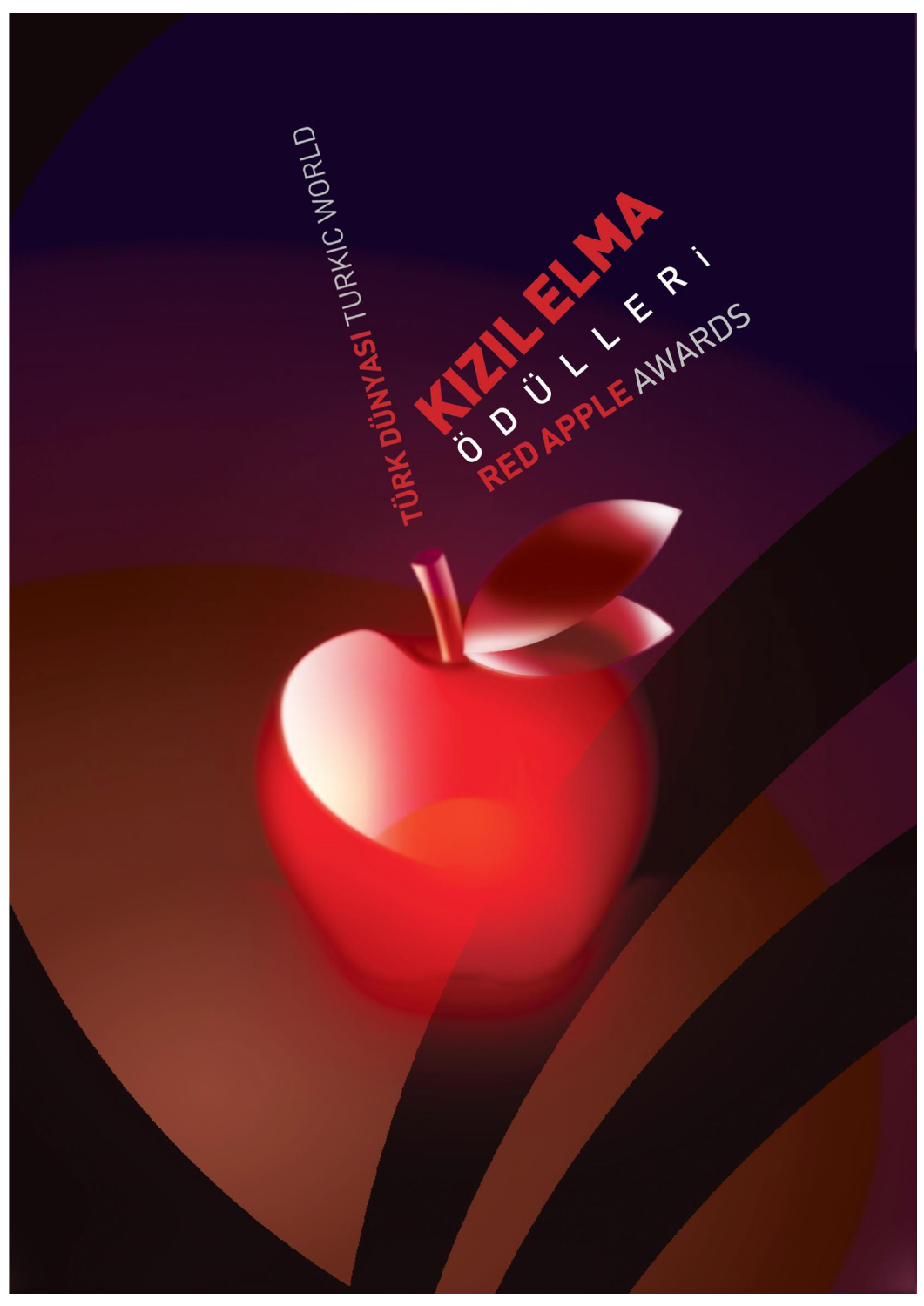TÜRK DÜNYASI TURKIC WORLD

# KIZIL ELMA

ÖDÜLLERİ

RED APPLE AWARDS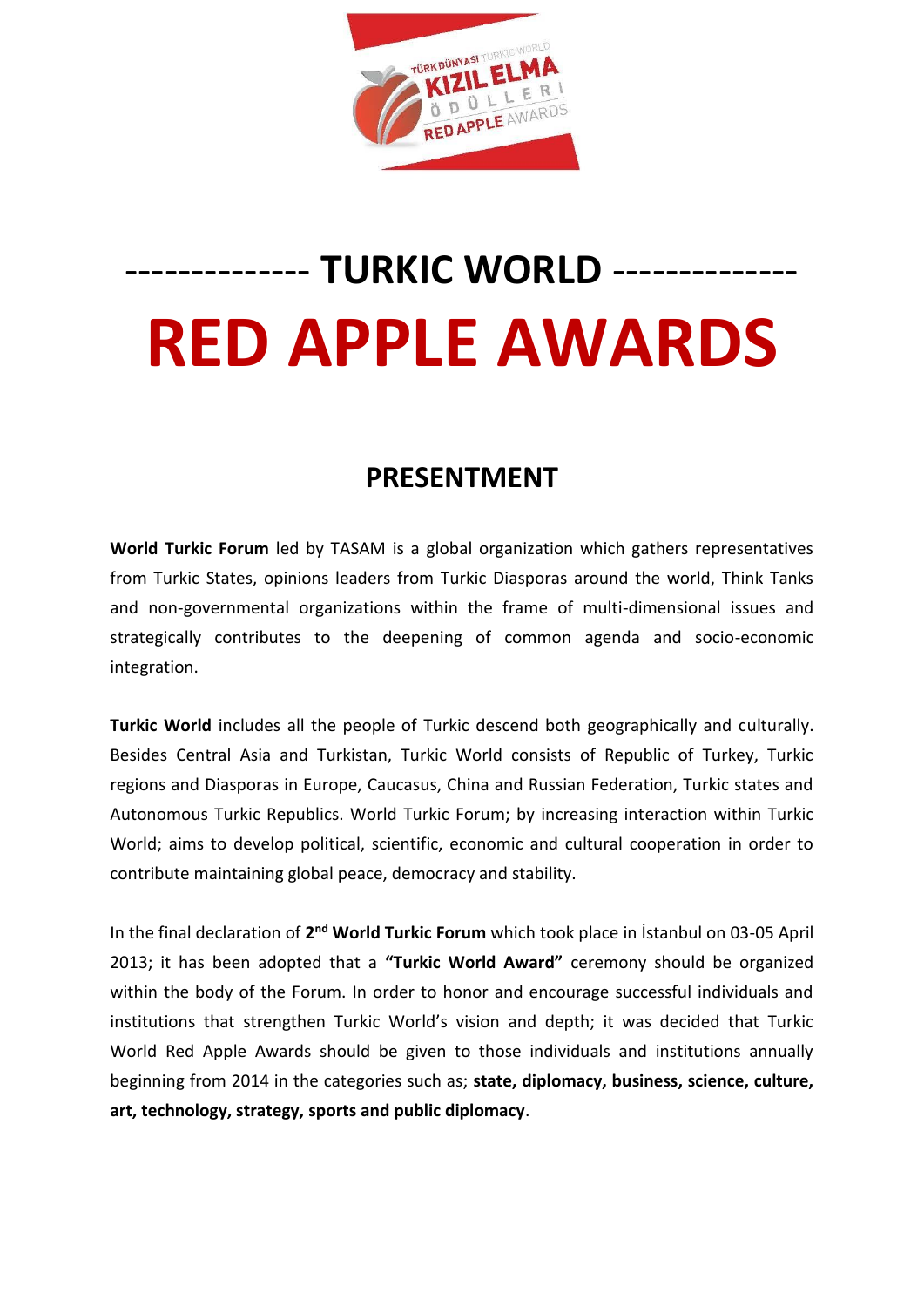# ------------- TURKIC WORLD -------------

# RED APPLE AWARDS

## PRESENTMENT

**World Turkic Forum** led by TASAM is a global organization which gathers representatives from Turkic States, opinions leaders from Turkic Diasporas around the world, Think Tanks and non-governmental organizations within the frame of multi-dimensional issues and strategically contributes to the deepening of common agenda and socio-economic integration.

**Turkic World** includes all the people of Turkic descend both geographically and culturally. Besides Central Asia and Turkistan, Turkic World consists of Republic of Turkey, Turkic regions and Diasporas in Europe, Caucasus, China and Russian Federation, Turkic states and Autonomous Turkic Republics. World Turkic Forum; by increasing interaction within Turkic World; aims to develop political, scientific, economic and cultural cooperation in order to contribute maintaining global peace, democracy and stability.

In the final declaration of **2nd World Turkic Forum** which took place in İstanbul on 03-05 April 2013; it has been adopted that a **"Turkic World Award"** ceremony should be organized within the body of the Forum. In order to honor and encourage successful individuals and institutions that strengthen Turkic World's vision and depth; it was decided that Turkic World Red Apple Awards should be given to those individuals and institutions annually beginning from 2014 in the categories such as; **state, diplomacy, business, science, culture, art, technology, strategy, sports and public diplomacy**.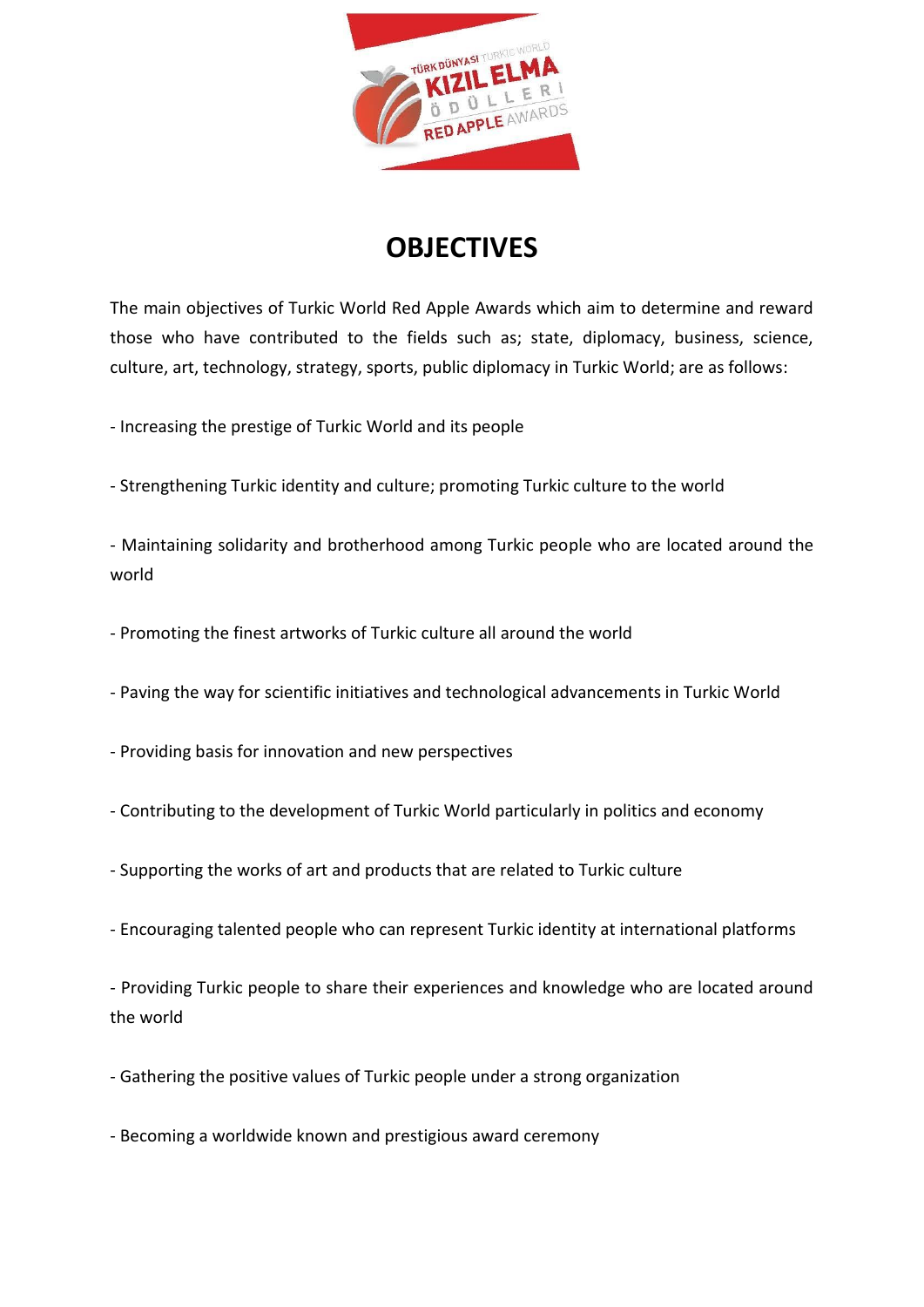# OBJECTIVES

The main objectives of Turkic World Red Apple Awards which aim to determine and reward those who have contributed to the fields such as; state, diplomacy, business, science, culture, art, technology, strategy, sports, public diplomacy in Turkic World; are as follows:

- Increasing the prestige of Turkic World and its people

- Strengthening Turkic identity and culture; promoting Turkic culture to the world

- Maintaining solidarity and brotherhood among Turkic people who are located around the world

- Promoting the finest artworks of Turkic culture all around the world

- Paving the way for scientific initiatives and technological advancements in Turkic World

- Providing basis for innovation and new perspectives

- Contributing to the development of Turkic World particularly in politics and economy

- Supporting the works of art and products that are related to Turkic culture

- Encouraging talented people who can represent Turkic identity at international platforms

- Providing Turkic people to share their experiences and knowledge who are located around the world

- Gathering the positive values of Turkic people under a strong organization

- Becoming a worldwide known and prestigious award ceremony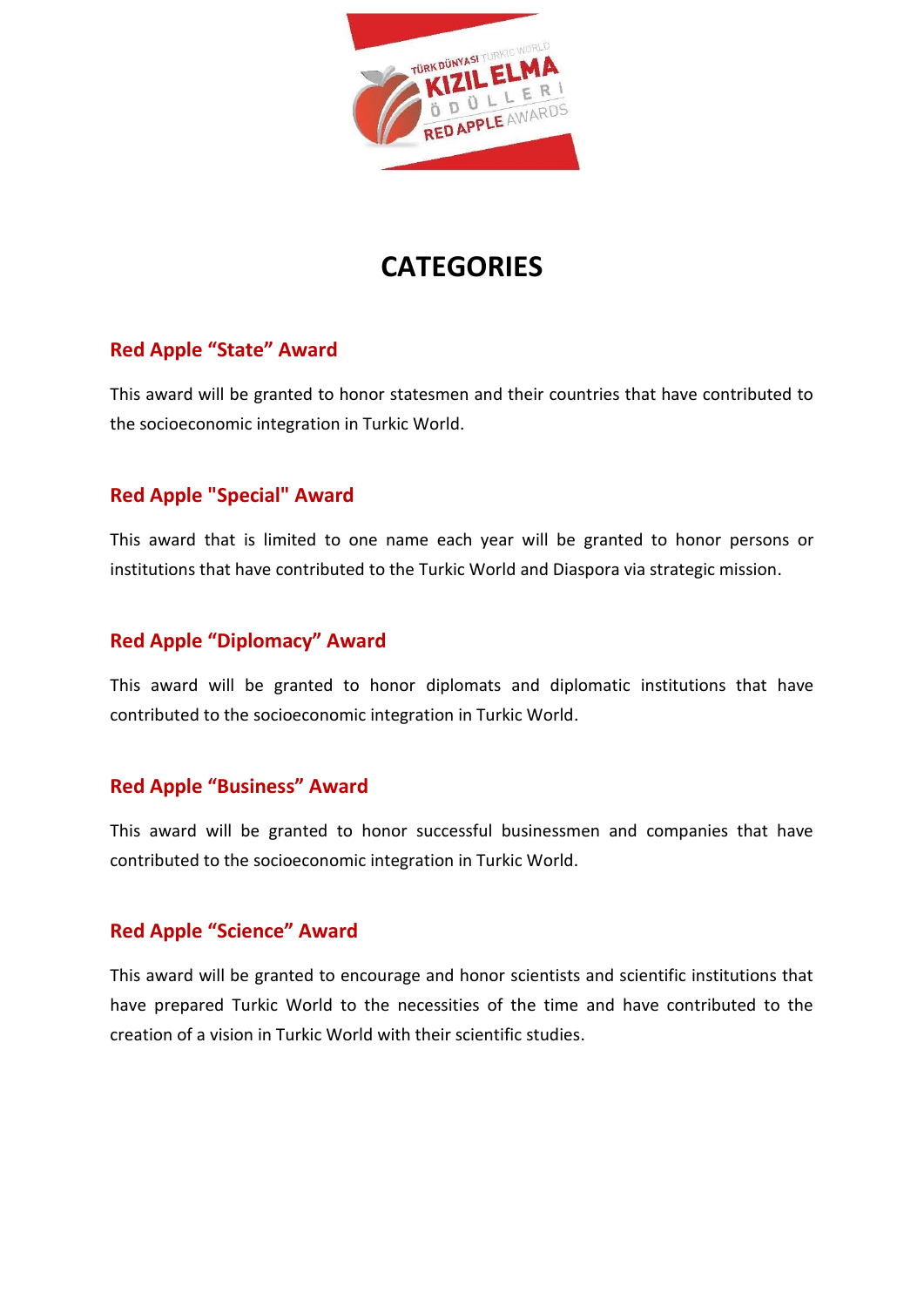# CATEGORIES

## Red Apple “State” Award

This award will be granted to honor statesmen and their countries that have contributed to the socioeconomic integration in Turkic World.

## Red Apple "Special" Award

This award that is limited to one name each year will be granted to honor persons or institutions that have contributed to the Turkic World and Diaspora via strategic mission.

## Red Apple “Diplomacy” Award

This award will be granted to honor diplomats and diplomatic institutions that have contributed to the socioeconomic integration in Turkic World.

## Red Apple “Business” Award

This award will be granted to honor successful businessmen and companies that have contributed to the socioeconomic integration in Turkic World.

## Red Apple “Science” Award

This award will be granted to encourage and honor scientists and scientific institutions that have prepared Turkic World to the necessities of the time and have contributed to the creation of a vision in Turkic World with their scientific studies.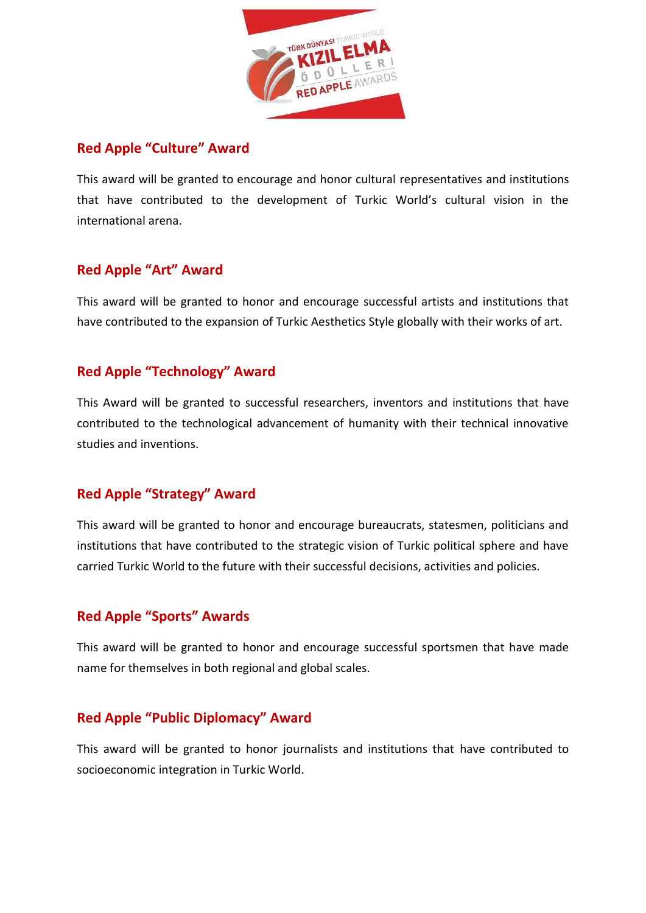## Red Apple “Culture” Award

This award will be granted to encourage and honor cultural representatives and institutions that have contributed to the development of Turkic World’s cultural vision in the international arena.

## Red Apple “Art” Award

This award will be granted to honor and encourage successful artists and institutions that have contributed to the expansion of Turkic Aesthetics Style globally with their works of art.

## Red Apple “Technology” Award

This Award will be granted to successful researchers, inventors and institutions that have contributed to the technological advancement of humanity with their technical innovative studies and inventions.

## Red Apple “Strategy” Award

This award will be granted to honor and encourage bureaucrats, statesmen, politicians and institutions that have contributed to the strategic vision of Turkic political sphere and have carried Turkic World to the future with their successful decisions, activities and policies.

## Red Apple “Sports” Awards

This award will be granted to honor and encourage successful sportsmen that have made name for themselves in both regional and global scales.

## Red Apple “Public Diplomacy” Award

This award will be granted to honor journalists and institutions that have contributed to socioeconomic integration in Turkic World.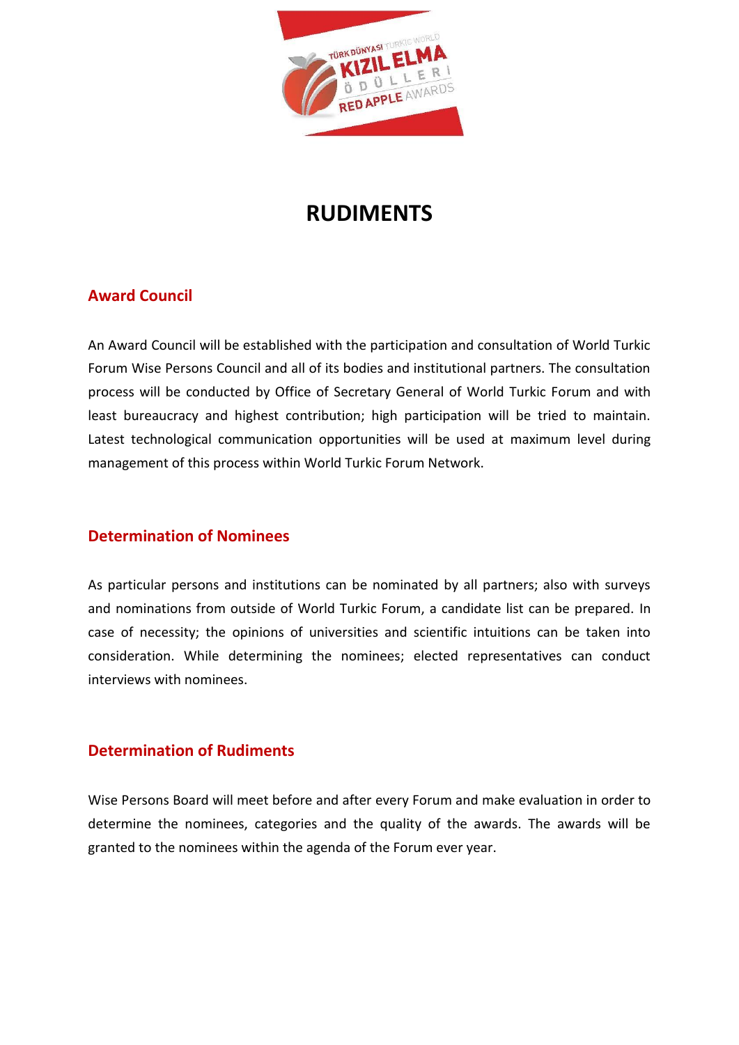# RUDIMENTS

## Award Council

An Award Council will be established with the participation and consultation of World Turkic Forum Wise Persons Council and all of its bodies and institutional partners. The consultation process will be conducted by Office of Secretary General of World Turkic Forum and with least bureaucracy and highest contribution; high participation will be tried to maintain. Latest technological communication opportunities will be used at maximum level during management of this process within World Turkic Forum Network.

## Determination of Nominees

As particular persons and institutions can be nominated by all partners; also with surveys and nominations from outside of World Turkic Forum, a candidate list can be prepared. In case of necessity; the opinions of universities and scientific intuitions can be taken into consideration. While determining the nominees; elected representatives can conduct interviews with nominees.

## Determination of Rudiments

Wise Persons Board will meet before and after every Forum and make evaluation in order to determine the nominees, categories and the quality of the awards. The awards will be granted to the nominees within the agenda of the Forum ever year.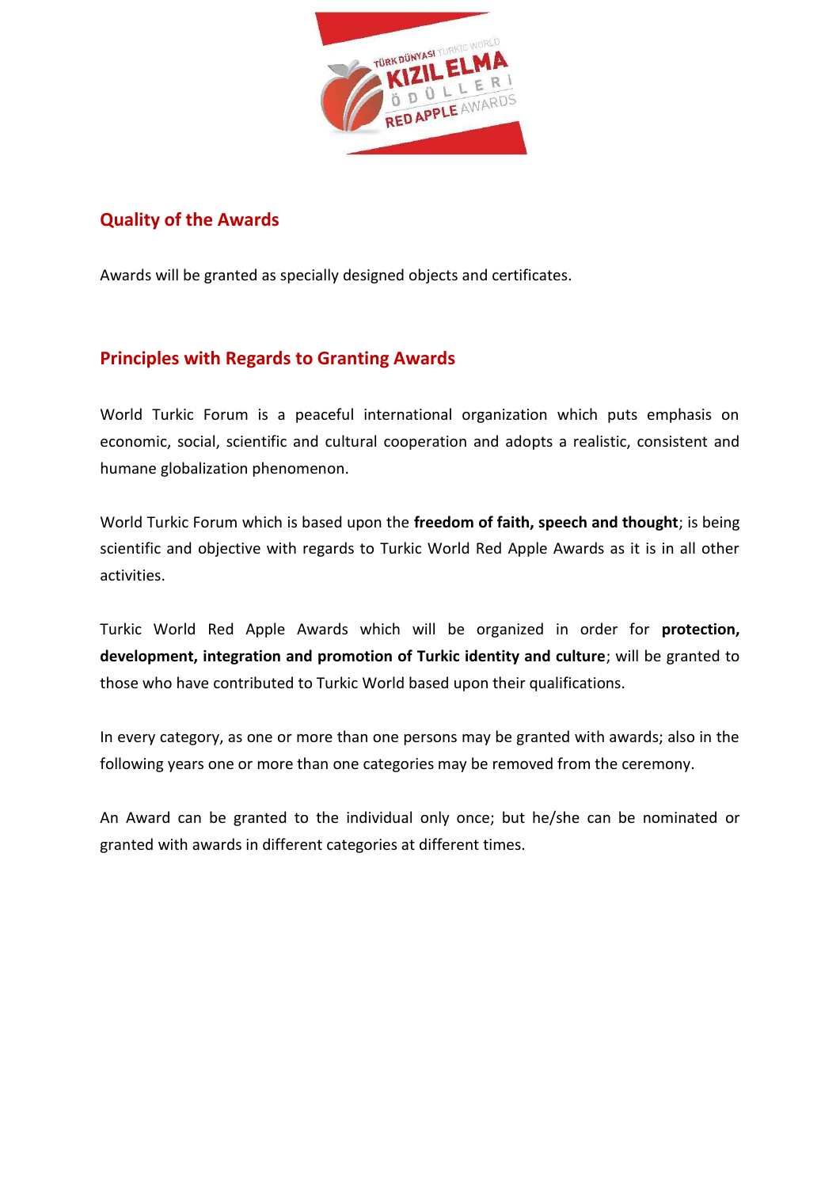## Quality of the Awards

Awards will be granted as specially designed objects and certificates.

## Principles with Regards to Granting Awards

World Turkic Forum is a peaceful international organization which puts emphasis on economic, social, scientific and cultural cooperation and adopts a realistic, consistent and humane globalization phenomenon.

World Turkic Forum which is based upon the **freedom of faith, speech and thought**; is being scientific and objective with regards to Turkic World Red Apple Awards as it is in all other activities.

Turkic World Red Apple Awards which will be organized in order for **protection, development, integration and promotion of Turkic identity and culture**; will be granted to those who have contributed to Turkic World based upon their qualifications.

In every category, as one or more than one persons may be granted with awards; also in the following years one or more than one categories may be removed from the ceremony.

An Award can be granted to the individual only once; but he/she can be nominated or granted with awards in different categories at different times.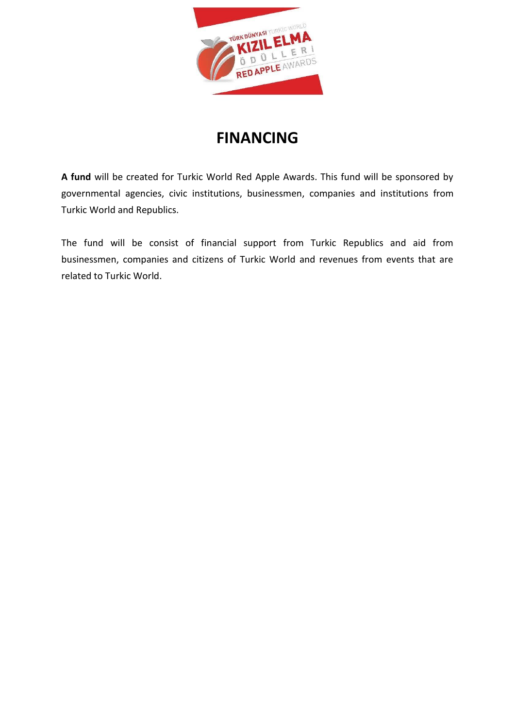# FINANCING

**A fund** will be created for Turkic World Red Apple Awards. This fund will be sponsored by governmental agencies, civic institutions, businessmen, companies and institutions from Turkic World and Republics.

The fund will be consist of financial support from Turkic Republics and aid from businessmen, companies and citizens of Turkic World and revenues from events that are related to Turkic World.